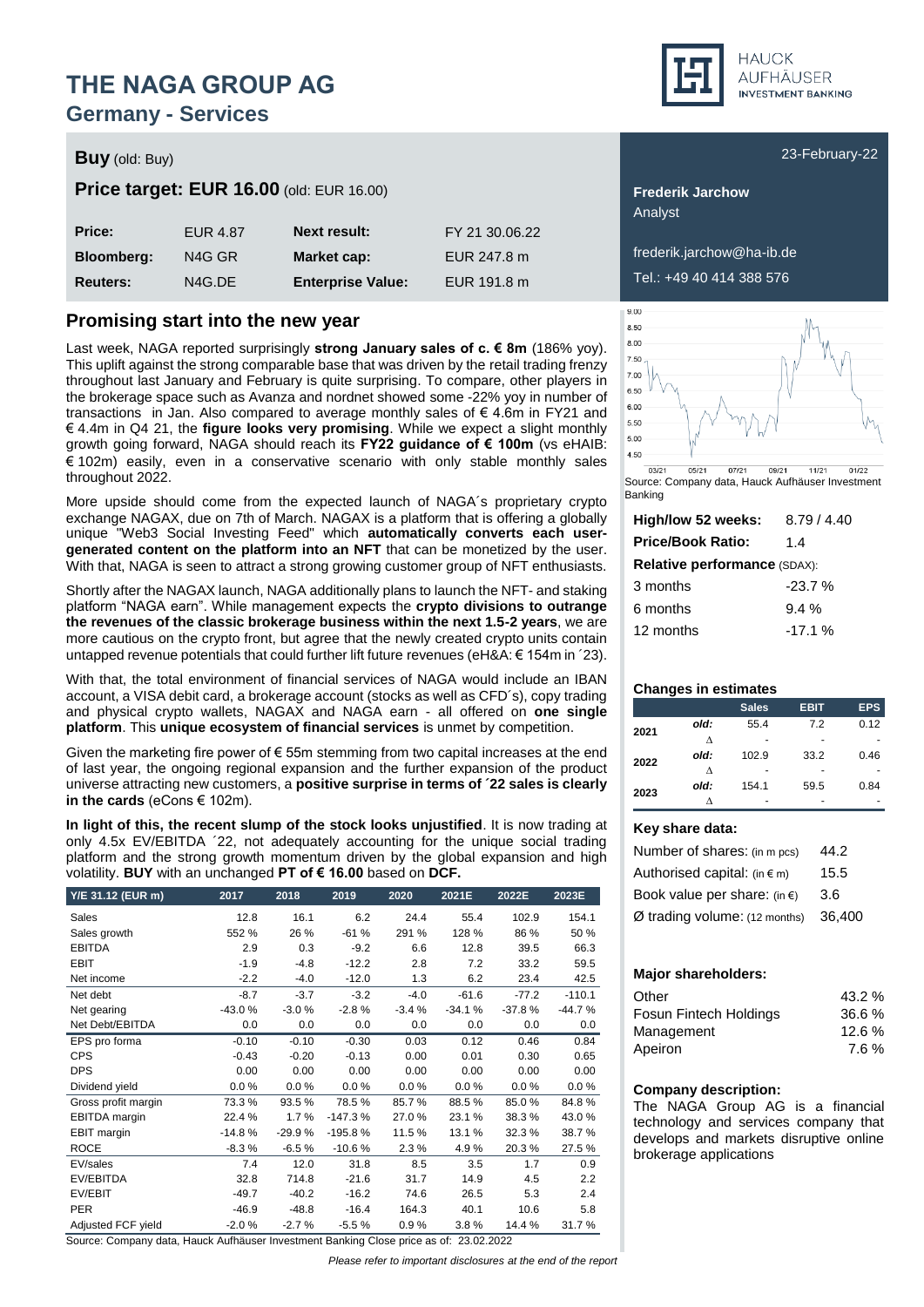# THE NAGA GROUP AG

## Germany - Services

**Buy** (old: Buy)

**Price target: EUR 16.00** (old: EUR 16.00)

| **Price:** | EUR 4.87 | **Next result:** | FY 21 30.06.22 |
|---|---|---|---|
| **Bloomberg:** | N4G GR | **Market cap:** | EUR 247.8 m |
| **Reuters:** | N4G.DE | **Enterprise Value:** | EUR 191.8 m |

23-February-22

**Frederik Jarchow**
Analyst

frederik.jarchow@ha-ib.de
Tel.: +49 40 414 388 576

## Promising start into the new year

Last week, NAGA reported surprisingly **strong January sales of c. € 8m** (186% yoy). This uplift against the strong comparable base that was driven by the retail trading frenzy throughout last January and February is quite surprising. To compare, other players in the brokerage space such as Avanza and nordnet showed some -22% yoy in number of transactions in Jan. Also compared to average monthly sales of € 4.6m in FY21 and € 4.4m in Q4 21, the **figure looks very promising**. While we expect a slight monthly growth going forward, NAGA should reach its **FY22 guidance of € 100m** (vs eHAIB: € 102m) easily, even in a conservative scenario with only stable monthly sales throughout 2022.

More upside should come from the expected launch of NAGA´s proprietary crypto exchange NAGAX, due on 7th of March. NAGAX is a platform that is offering a globally unique "Web3 Social Investing Feed" which **automatically converts each user-generated content on the platform into an NFT** that can be monetized by the user. With that, NAGA is seen to attract a strong growing customer group of NFT enthusiasts.

Shortly after the NAGAX launch, NAGA additionally plans to launch the NFT- and staking platform "NAGA earn". While management expects the **crypto divisions to outrange the revenues of the classic brokerage business within the next 1.5-2 years**, we are more cautious on the crypto front, but agree that the newly created crypto units contain untapped revenue potentials that could further lift future revenues (eH&A: € 154m in ´23).

With that, the total environment of financial services of NAGA would include an IBAN account, a VISA debit card, a brokerage account (stocks as well as CFD´s), copy trading and physical crypto wallets, NAGAX and NAGA earn - all offered on **one single platform**. This **unique ecosystem of financial services** is unmet by competition.

Given the marketing fire power of € 55m stemming from two capital increases at the end of last year, the ongoing regional expansion and the further expansion of the product universe attracting new customers, a **positive surprise in terms of ´22 sales is clearly in the cards** (eCons € 102m).

**In light of this, the recent slump of the stock looks unjustified**. It is now trading at only 4.5x EV/EBITDA ´22, not adequately accounting for the unique social trading platform and the strong growth momentum driven by the global expansion and high volatility. **BUY** with an unchanged **PT of € 16.00** based on **DCF.**

| Y/E 31.12 (EUR m) | 2017 | 2018 | 2019 | 2020 | 2021E | 2022E | 2023E |
|---|---|---|---|---|---|---|---|
| Sales | 12.8 | 16.1 | 6.2 | 24.4 | 55.4 | 102.9 | 154.1 |
| Sales growth | 552 % | 26 % | -61 % | 291 % | 128 % | 86 % | 50 % |
| EBITDA | 2.9 | 0.3 | -9.2 | 6.6 | 12.8 | 39.5 | 66.3 |
| EBIT | -1.9 | -4.8 | -12.2 | 2.8 | 7.2 | 33.2 | 59.5 |
| Net income | -2.2 | -4.0 | -12.0 | 1.3 | 6.2 | 23.4 | 42.5 |
| Net debt | -8.7 | -3.7 | -3.2 | -4.0 | -61.6 | -77.2 | -110.1 |
| Net gearing | -43.0 % | -3.0 % | -2.8 % | -3.4 % | -34.1 % | -37.8 % | -44.7 % |
| Net Debt/EBITDA | 0.0 | 0.0 | 0.0 | 0.0 | 0.0 | 0.0 | 0.0 |
| EPS pro forma | -0.10 | -0.10 | -0.30 | 0.03 | 0.12 | 0.46 | 0.84 |
| CPS | -0.43 | -0.20 | -0.13 | 0.00 | 0.01 | 0.30 | 0.65 |
| DPS | 0.00 | 0.00 | 0.00 | 0.00 | 0.00 | 0.00 | 0.00 |
| Dividend yield | 0.0 % | 0.0 % | 0.0 % | 0.0 % | 0.0 % | 0.0 % | 0.0 % |
| Gross profit margin | 73.3 % | 93.5 % | 78.5 % | 85.7 % | 88.5 % | 85.0 % | 84.8 % |
| EBITDA margin | 22.4 % | 1.7 % | -147.3 % | 27.0 % | 23.1 % | 38.3 % | 43.0 % |
| EBIT margin | -14.8 % | -29.9 % | -195.8 % | 11.5 % | 13.1 % | 32.3 % | 38.7 % |
| ROCE | -8.3 % | -6.5 % | -10.6 % | 2.3 % | 4.9 % | 20.3 % | 27.5 % |
| EV/sales | 7.4 | 12.0 | 31.8 | 8.5 | 3.5 | 1.7 | 0.9 |
| EV/EBITDA | 32.8 | 714.8 | -21.6 | 31.7 | 14.9 | 4.5 | 2.2 |
| EV/EBIT | -49.7 | -40.2 | -16.2 | 74.6 | 26.5 | 5.3 | 2.4 |
| PER | -46.9 | -48.8 | -16.4 | 164.3 | 40.1 | 10.6 | 5.8 |
| Adjusted FCF yield | -2.0 % | -2.7 % | -5.5 % | 0.9 % | 3.8 % | 14.4 % | 31.7 % |

Source: Company data, Hauck Aufhäuser Investment Banking Close price as of: 23.02.2022

Source: Company data, Hauck Aufhäuser Investment Banking

| **High/low 52 weeks:** | 8.79 / 4.40 |
|---|---|
| **Price/Book Ratio:** | 1.4 |
| **Relative performance** (SDAX): | |
| 3 months | -23.7 % |
| 6 months | 9.4 % |
| 12 months | -17.1 % |

### Changes in estimates

| | | Sales | EBIT | EPS |
|---|---|---|---|---|
| 2021 | *old:* | 55.4 | 7.2 | 0.12 |
| | Δ | - | - | - |
| 2022 | *old:* | 102.9 | 33.2 | 0.46 |
| | Δ | - | - | - |
| 2023 | *old:* | 154.1 | 59.5 | 0.84 |
| | Δ | - | - | - |

### Key share data:

| | |
|---|---|
| Number of shares: (in m pcs) | 44.2 |
| Authorised capital: (in € m) | 15.5 |
| Book value per share: (in €) | 3.6 |
| Ø trading volume: (12 months) | 36,400 |

### Major shareholders:

| | |
|---|---|
| Other | 43.2 % |
| Fosun Fintech Holdings | 36.6 % |
| Management | 12.6 % |
| Apeiron | 7.6 % |

### Company description:

The NAGA Group AG is a financial technology and services company that develops and markets disruptive online brokerage applications

*Please refer to important disclosures at the end of the report*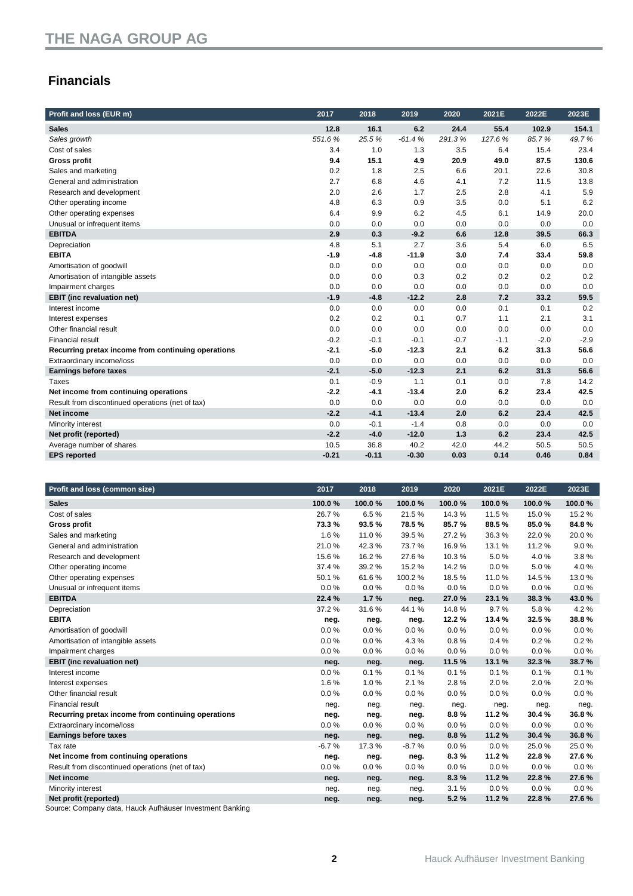## Financials

| Profit and loss (EUR m) | 2017 | 2018 | 2019 | 2020 | 2021E | 2022E | 2023E |
|---|---|---|---|---|---|---|---|
| **Sales** | **12.8** | **16.1** | **6.2** | **24.4** | **55.4** | **102.9** | **154.1** |
| *Sales growth* | *551.6 %* | *25.5 %* | *-61.4 %* | *291.3 %* | *127.6 %* | *85.7 %* | *49.7 %* |
| Cost of sales | 3.4 | 1.0 | 1.3 | 3.5 | 6.4 | 15.4 | 23.4 |
| **Gross profit** | **9.4** | **15.1** | **4.9** | **20.9** | **49.0** | **87.5** | **130.6** |
| Sales and marketing | 0.2 | 1.8 | 2.5 | 6.6 | 20.1 | 22.6 | 30.8 |
| General and administration | 2.7 | 6.8 | 4.6 | 4.1 | 7.2 | 11.5 | 13.8 |
| Research and development | 2.0 | 2.6 | 1.7 | 2.5 | 2.8 | 4.1 | 5.9 |
| Other operating income | 4.8 | 6.3 | 0.9 | 3.5 | 0.0 | 5.1 | 6.2 |
| Other operating expenses | 6.4 | 9.9 | 6.2 | 4.5 | 6.1 | 14.9 | 20.0 |
| Unusual or infrequent items | 0.0 | 0.0 | 0.0 | 0.0 | 0.0 | 0.0 | 0.0 |
| **EBITDA** | **2.9** | **0.3** | **-9.2** | **6.6** | **12.8** | **39.5** | **66.3** |
| Depreciation | 4.8 | 5.1 | 2.7 | 3.6 | 5.4 | 6.0 | 6.5 |
| **EBITA** | **-1.9** | **-4.8** | **-11.9** | **3.0** | **7.4** | **33.4** | **59.8** |
| Amortisation of goodwill | 0.0 | 0.0 | 0.0 | 0.0 | 0.0 | 0.0 | 0.0 |
| Amortisation of intangible assets | 0.0 | 0.0 | 0.3 | 0.2 | 0.2 | 0.2 | 0.2 |
| Impairment charges | 0.0 | 0.0 | 0.0 | 0.0 | 0.0 | 0.0 | 0.0 |
| **EBIT (inc revaluation net)** | **-1.9** | **-4.8** | **-12.2** | **2.8** | **7.2** | **33.2** | **59.5** |
| Interest income | 0.0 | 0.0 | 0.0 | 0.0 | 0.1 | 0.1 | 0.2 |
| Interest expenses | 0.2 | 0.2 | 0.1 | 0.7 | 1.1 | 2.1 | 3.1 |
| Other financial result | 0.0 | 0.0 | 0.0 | 0.0 | 0.0 | 0.0 | 0.0 |
| Financial result | -0.2 | -0.1 | -0.1 | -0.7 | -1.1 | -2.0 | -2.9 |
| **Recurring pretax income from continuing operations** | **-2.1** | **-5.0** | **-12.3** | **2.1** | **6.2** | **31.3** | **56.6** |
| Extraordinary income/loss | 0.0 | 0.0 | 0.0 | 0.0 | 0.0 | 0.0 | 0.0 |
| **Earnings before taxes** | **-2.1** | **-5.0** | **-12.3** | **2.1** | **6.2** | **31.3** | **56.6** |
| Taxes | 0.1 | -0.9 | 1.1 | 0.1 | 0.0 | 7.8 | 14.2 |
| **Net income from continuing operations** | **-2.2** | **-4.1** | **-13.4** | **2.0** | **6.2** | **23.4** | **42.5** |
| Result from discontinued operations (net of tax) | 0.0 | 0.0 | 0.0 | 0.0 | 0.0 | 0.0 | 0.0 |
| **Net income** | **-2.2** | **-4.1** | **-13.4** | **2.0** | **6.2** | **23.4** | **42.5** |
| Minority interest | 0.0 | -0.1 | -1.4 | 0.8 | 0.0 | 0.0 | 0.0 |
| **Net profit (reported)** | **-2.2** | **-4.0** | **-12.0** | **1.3** | **6.2** | **23.4** | **42.5** |
| Average number of shares | 10.5 | 36.8 | 40.2 | 42.0 | 44.2 | 50.5 | 50.5 |
| **EPS reported** | **-0.21** | **-0.11** | **-0.30** | **0.03** | **0.14** | **0.46** | **0.84** |

| Profit and loss (common size) | 2017 | 2018 | 2019 | 2020 | 2021E | 2022E | 2023E |
|---|---|---|---|---|---|---|---|
| **Sales** | **100.0 %** | **100.0 %** | **100.0 %** | **100.0 %** | **100.0 %** | **100.0 %** | **100.0 %** |
| Cost of sales | 26.7 % | 6.5 % | 21.5 % | 14.3 % | 11.5 % | 15.0 % | 15.2 % |
| **Gross profit** | **73.3 %** | **93.5 %** | **78.5 %** | **85.7 %** | **88.5 %** | **85.0 %** | **84.8 %** |
| Sales and marketing | 1.6 % | 11.0 % | 39.5 % | 27.2 % | 36.3 % | 22.0 % | 20.0 % |
| General and administration | 21.0 % | 42.3 % | 73.7 % | 16.9 % | 13.1 % | 11.2 % | 9.0 % |
| Research and development | 15.6 % | 16.2 % | 27.6 % | 10.3 % | 5.0 % | 4.0 % | 3.8 % |
| Other operating income | 37.4 % | 39.2 % | 15.2 % | 14.2 % | 0.0 % | 5.0 % | 4.0 % |
| Other operating expenses | 50.1 % | 61.6 % | 100.2 % | 18.5 % | 11.0 % | 14.5 % | 13.0 % |
| Unusual or infrequent items | 0.0 % | 0.0 % | 0.0 % | 0.0 % | 0.0 % | 0.0 % | 0.0 % |
| **EBITDA** | **22.4 %** | **1.7 %** | **neg.** | **27.0 %** | **23.1 %** | **38.3 %** | **43.0 %** |
| Depreciation | 37.2 % | 31.6 % | 44.1 % | 14.8 % | 9.7 % | 5.8 % | 4.2 % |
| **EBITA** | **neg.** | **neg.** | **neg.** | **12.2 %** | **13.4 %** | **32.5 %** | **38.8 %** |
| Amortisation of goodwill | 0.0 % | 0.0 % | 0.0 % | 0.0 % | 0.0 % | 0.0 % | 0.0 % |
| Amortisation of intangible assets | 0.0 % | 0.0 % | 4.3 % | 0.8 % | 0.4 % | 0.2 % | 0.2 % |
| Impairment charges | 0.0 % | 0.0 % | 0.0 % | 0.0 % | 0.0 % | 0.0 % | 0.0 % |
| **EBIT (inc revaluation net)** | **neg.** | **neg.** | **neg.** | **11.5 %** | **13.1 %** | **32.3 %** | **38.7 %** |
| Interest income | 0.0 % | 0.1 % | 0.1 % | 0.1 % | 0.1 % | 0.1 % | 0.1 % |
| Interest expenses | 1.6 % | 1.0 % | 2.1 % | 2.8 % | 2.0 % | 2.0 % | 2.0 % |
| Other financial result | 0.0 % | 0.0 % | 0.0 % | 0.0 % | 0.0 % | 0.0 % | 0.0 % |
| Financial result | neg. | neg. | neg. | neg. | neg. | neg. | neg. |
| **Recurring pretax income from continuing operations** | **neg.** | **neg.** | **neg.** | **8.8 %** | **11.2 %** | **30.4 %** | **36.8 %** |
| Extraordinary income/loss | 0.0 % | 0.0 % | 0.0 % | 0.0 % | 0.0 % | 0.0 % | 0.0 % |
| **Earnings before taxes** | **neg.** | **neg.** | **neg.** | **8.8 %** | **11.2 %** | **30.4 %** | **36.8 %** |
| Tax rate | -6.7 % | 17.3 % | -8.7 % | 0.0 % | 0.0 % | 25.0 % | 25.0 % |
| **Net income from continuing operations** | **neg.** | **neg.** | **neg.** | **8.3 %** | **11.2 %** | **22.8 %** | **27.6 %** |
| Result from discontinued operations (net of tax) | 0.0 % | 0.0 % | 0.0 % | 0.0 % | 0.0 % | 0.0 % | 0.0 % |
| **Net income** | **neg.** | **neg.** | **neg.** | **8.3 %** | **11.2 %** | **22.8 %** | **27.6 %** |
| Minority interest | neg. | neg. | neg. | 3.1 % | 0.0 % | 0.0 % | 0.0 % |
| **Net profit (reported)** | **neg.** | **neg.** | **neg.** | **5.2 %** | **11.2 %** | **22.8 %** | **27.6 %** |

Source: Company data, Hauck Aufhäuser Investment Banking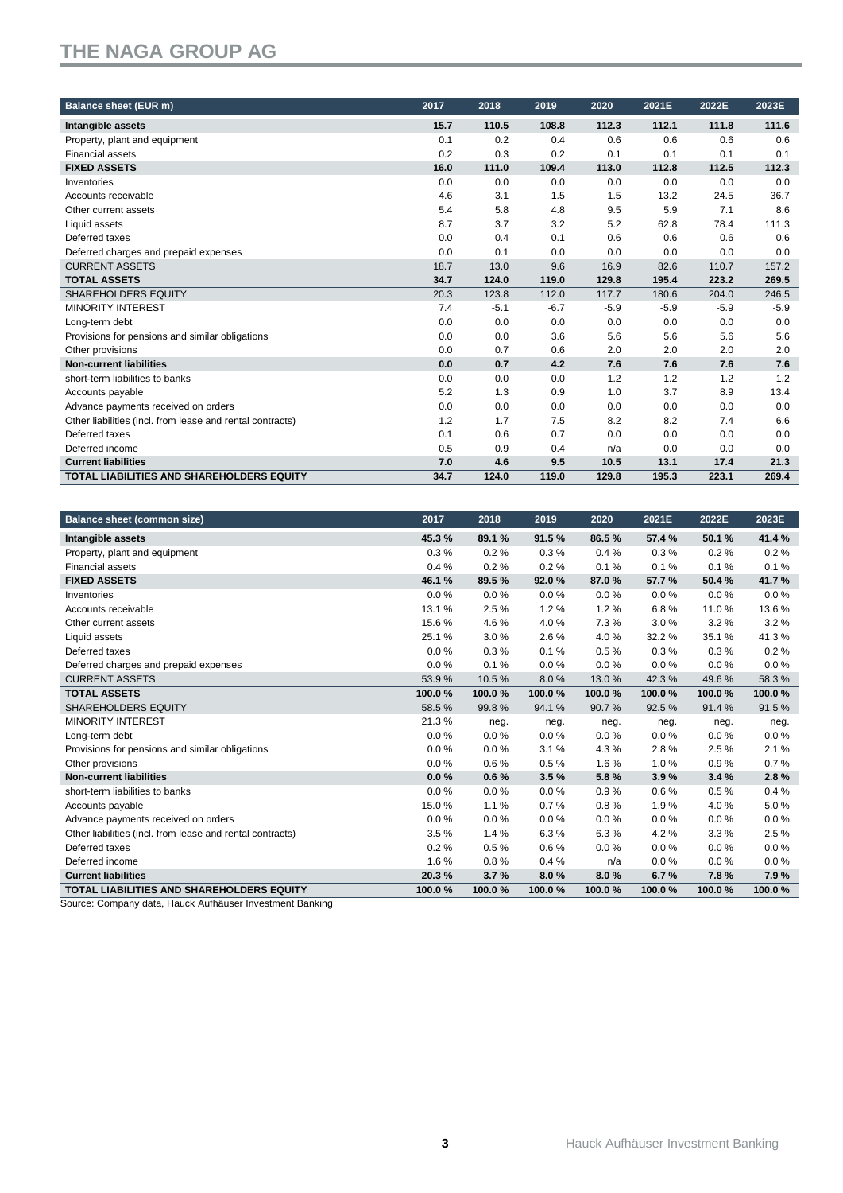# THE NAGA GROUP AG

| Balance sheet (EUR m) | 2017 | 2018 | 2019 | 2020 | 2021E | 2022E | 2023E |
|---|---|---|---|---|---|---|---|
| **Intangible assets** | **15.7** | **110.5** | **108.8** | **112.3** | **112.1** | **111.8** | **111.6** |
| Property, plant and equipment | 0.1 | 0.2 | 0.4 | 0.6 | 0.6 | 0.6 | 0.6 |
| Financial assets | 0.2 | 0.3 | 0.2 | 0.1 | 0.1 | 0.1 | 0.1 |
| **FIXED ASSETS** | **16.0** | **111.0** | **109.4** | **113.0** | **112.8** | **112.5** | **112.3** |
| Inventories | 0.0 | 0.0 | 0.0 | 0.0 | 0.0 | 0.0 | 0.0 |
| Accounts receivable | 4.6 | 3.1 | 1.5 | 1.5 | 13.2 | 24.5 | 36.7 |
| Other current assets | 5.4 | 5.8 | 4.8 | 9.5 | 5.9 | 7.1 | 8.6 |
| Liquid assets | 8.7 | 3.7 | 3.2 | 5.2 | 62.8 | 78.4 | 111.3 |
| Deferred taxes | 0.0 | 0.4 | 0.1 | 0.6 | 0.6 | 0.6 | 0.6 |
| Deferred charges and prepaid expenses | 0.0 | 0.1 | 0.0 | 0.0 | 0.0 | 0.0 | 0.0 |
| CURRENT ASSETS | 18.7 | 13.0 | 9.6 | 16.9 | 82.6 | 110.7 | 157.2 |
| **TOTAL ASSETS** | **34.7** | **124.0** | **119.0** | **129.8** | **195.4** | **223.2** | **269.5** |
| SHAREHOLDERS EQUITY | 20.3 | 123.8 | 112.0 | 117.7 | 180.6 | 204.0 | 246.5 |
| MINORITY INTEREST | 7.4 | -5.1 | -6.7 | -5.9 | -5.9 | -5.9 | -5.9 |
| Long-term debt | 0.0 | 0.0 | 0.0 | 0.0 | 0.0 | 0.0 | 0.0 |
| Provisions for pensions and similar obligations | 0.0 | 0.0 | 3.6 | 5.6 | 5.6 | 5.6 | 5.6 |
| Other provisions | 0.0 | 0.7 | 0.6 | 2.0 | 2.0 | 2.0 | 2.0 |
| **Non-current liabilities** | **0.0** | **0.7** | **4.2** | **7.6** | **7.6** | **7.6** | **7.6** |
| short-term liabilities to banks | 0.0 | 0.0 | 0.0 | 1.2 | 1.2 | 1.2 | 1.2 |
| Accounts payable | 5.2 | 1.3 | 0.9 | 1.0 | 3.7 | 8.9 | 13.4 |
| Advance payments received on orders | 0.0 | 0.0 | 0.0 | 0.0 | 0.0 | 0.0 | 0.0 |
| Other liabilities (incl. from lease and rental contracts) | 1.2 | 1.7 | 7.5 | 8.2 | 8.2 | 7.4 | 6.6 |
| Deferred taxes | 0.1 | 0.6 | 0.7 | 0.0 | 0.0 | 0.0 | 0.0 |
| Deferred income | 0.5 | 0.9 | 0.4 | n/a | 0.0 | 0.0 | 0.0 |
| **Current liabilities** | **7.0** | **4.6** | **9.5** | **10.5** | **13.1** | **17.4** | **21.3** |
| **TOTAL LIABILITIES AND SHAREHOLDERS EQUITY** | **34.7** | **124.0** | **119.0** | **129.8** | **195.3** | **223.1** | **269.4** |

| Balance sheet (common size) | 2017 | 2018 | 2019 | 2020 | 2021E | 2022E | 2023E |
|---|---|---|---|---|---|---|---|
| **Intangible assets** | **45.3 %** | **89.1 %** | **91.5 %** | **86.5 %** | **57.4 %** | **50.1 %** | **41.4 %** |
| Property, plant and equipment | 0.3 % | 0.2 % | 0.3 % | 0.4 % | 0.3 % | 0.2 % | 0.2 % |
| Financial assets | 0.4 % | 0.2 % | 0.2 % | 0.1 % | 0.1 % | 0.1 % | 0.1 % |
| **FIXED ASSETS** | **46.1 %** | **89.5 %** | **92.0 %** | **87.0 %** | **57.7 %** | **50.4 %** | **41.7 %** |
| Inventories | 0.0 % | 0.0 % | 0.0 % | 0.0 % | 0.0 % | 0.0 % | 0.0 % |
| Accounts receivable | 13.1 % | 2.5 % | 1.2 % | 1.2 % | 6.8 % | 11.0 % | 13.6 % |
| Other current assets | 15.6 % | 4.6 % | 4.0 % | 7.3 % | 3.0 % | 3.2 % | 3.2 % |
| Liquid assets | 25.1 % | 3.0 % | 2.6 % | 4.0 % | 32.2 % | 35.1 % | 41.3 % |
| Deferred taxes | 0.0 % | 0.3 % | 0.1 % | 0.5 % | 0.3 % | 0.3 % | 0.2 % |
| Deferred charges and prepaid expenses | 0.0 % | 0.1 % | 0.0 % | 0.0 % | 0.0 % | 0.0 % | 0.0 % |
| CURRENT ASSETS | 53.9 % | 10.5 % | 8.0 % | 13.0 % | 42.3 % | 49.6 % | 58.3 % |
| **TOTAL ASSETS** | **100.0 %** | **100.0 %** | **100.0 %** | **100.0 %** | **100.0 %** | **100.0 %** | **100.0 %** |
| SHAREHOLDERS EQUITY | 58.5 % | 99.8 % | 94.1 % | 90.7 % | 92.5 % | 91.4 % | 91.5 % |
| MINORITY INTEREST | 21.3 % | neg. | neg. | neg. | neg. | neg. | neg. |
| Long-term debt | 0.0 % | 0.0 % | 0.0 % | 0.0 % | 0.0 % | 0.0 % | 0.0 % |
| Provisions for pensions and similar obligations | 0.0 % | 0.0 % | 3.1 % | 4.3 % | 2.8 % | 2.5 % | 2.1 % |
| Other provisions | 0.0 % | 0.6 % | 0.5 % | 1.6 % | 1.0 % | 0.9 % | 0.7 % |
| **Non-current liabilities** | **0.0 %** | **0.6 %** | **3.5 %** | **5.8 %** | **3.9 %** | **3.4 %** | **2.8 %** |
| short-term liabilities to banks | 0.0 % | 0.0 % | 0.0 % | 0.9 % | 0.6 % | 0.5 % | 0.4 % |
| Accounts payable | 15.0 % | 1.1 % | 0.7 % | 0.8 % | 1.9 % | 4.0 % | 5.0 % |
| Advance payments received on orders | 0.0 % | 0.0 % | 0.0 % | 0.0 % | 0.0 % | 0.0 % | 0.0 % |
| Other liabilities (incl. from lease and rental contracts) | 3.5 % | 1.4 % | 6.3 % | 6.3 % | 4.2 % | 3.3 % | 2.5 % |
| Deferred taxes | 0.2 % | 0.5 % | 0.6 % | 0.0 % | 0.0 % | 0.0 % | 0.0 % |
| Deferred income | 1.6 % | 0.8 % | 0.4 % | n/a | 0.0 % | 0.0 % | 0.0 % |
| **Current liabilities** | **20.3 %** | **3.7 %** | **8.0 %** | **8.0 %** | **6.7 %** | **7.8 %** | **7.9 %** |
| **TOTAL LIABILITIES AND SHAREHOLDERS EQUITY** | **100.0 %** | **100.0 %** | **100.0 %** | **100.0 %** | **100.0 %** | **100.0 %** | **100.0 %** |

Source: Company data, Hauck Aufhäuser Investment Banking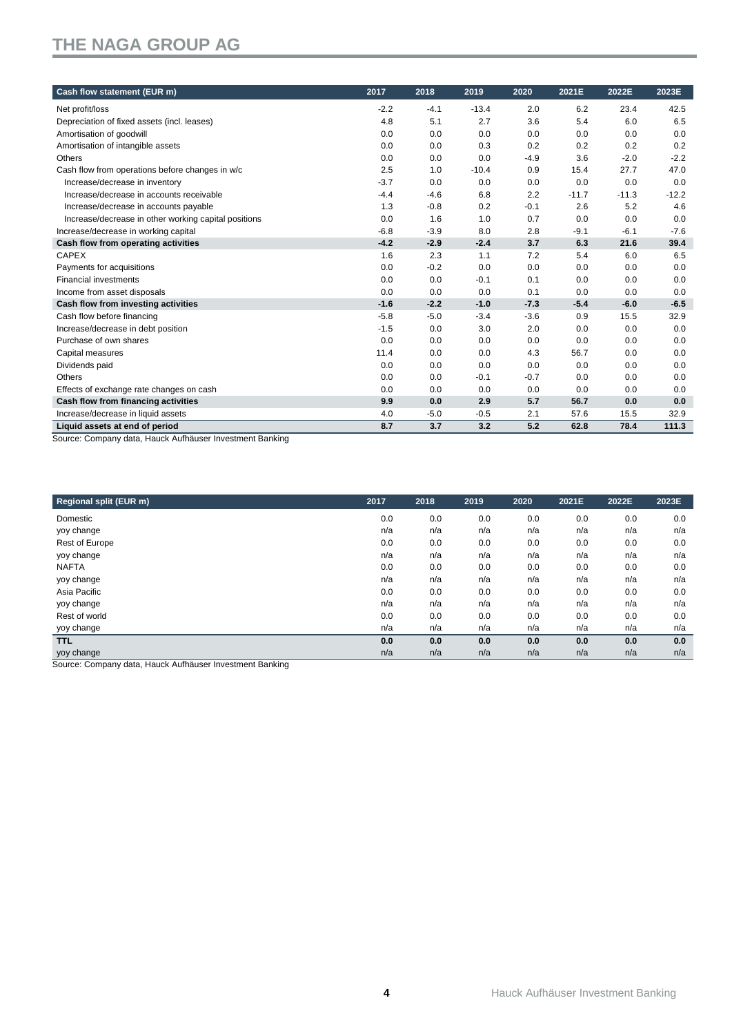| Cash flow statement (EUR m) | 2017 | 2018 | 2019 | 2020 | 2021E | 2022E | 2023E |
|---|---|---|---|---|---|---|---|
| Net profit/loss | -2.2 | -4.1 | -13.4 | 2.0 | 6.2 | 23.4 | 42.5 |
| Depreciation of fixed assets (incl. leases) | 4.8 | 5.1 | 2.7 | 3.6 | 5.4 | 6.0 | 6.5 |
| Amortisation of goodwill | 0.0 | 0.0 | 0.0 | 0.0 | 0.0 | 0.0 | 0.0 |
| Amortisation of intangible assets | 0.0 | 0.0 | 0.3 | 0.2 | 0.2 | 0.2 | 0.2 |
| Others | 0.0 | 0.0 | 0.0 | -4.9 | 3.6 | -2.0 | -2.2 |
| Cash flow from operations before changes in w/c | 2.5 | 1.0 | -10.4 | 0.9 | 15.4 | 27.7 | 47.0 |
| Increase/decrease in inventory | -3.7 | 0.0 | 0.0 | 0.0 | 0.0 | 0.0 | 0.0 |
| Increase/decrease in accounts receivable | -4.4 | -4.6 | 6.8 | 2.2 | -11.7 | -11.3 | -12.2 |
| Increase/decrease in accounts payable | 1.3 | -0.8 | 0.2 | -0.1 | 2.6 | 5.2 | 4.6 |
| Increase/decrease in other working capital positions | 0.0 | 1.6 | 1.0 | 0.7 | 0.0 | 0.0 | 0.0 |
| Increase/decrease in working capital | -6.8 | -3.9 | 8.0 | 2.8 | -9.1 | -6.1 | -7.6 |
| **Cash flow from operating activities** | **-4.2** | **-2.9** | **-2.4** | **3.7** | **6.3** | **21.6** | **39.4** |
| CAPEX | 1.6 | 2.3 | 1.1 | 7.2 | 5.4 | 6.0 | 6.5 |
| Payments for acquisitions | 0.0 | -0.2 | 0.0 | 0.0 | 0.0 | 0.0 | 0.0 |
| Financial investments | 0.0 | 0.0 | -0.1 | 0.1 | 0.0 | 0.0 | 0.0 |
| Income from asset disposals | 0.0 | 0.0 | 0.0 | 0.1 | 0.0 | 0.0 | 0.0 |
| **Cash flow from investing activities** | **-1.6** | **-2.2** | **-1.0** | **-7.3** | **-5.4** | **-6.0** | **-6.5** |
| Cash flow before financing | -5.8 | -5.0 | -3.4 | -3.6 | 0.9 | 15.5 | 32.9 |
| Increase/decrease in debt position | -1.5 | 0.0 | 3.0 | 2.0 | 0.0 | 0.0 | 0.0 |
| Purchase of own shares | 0.0 | 0.0 | 0.0 | 0.0 | 0.0 | 0.0 | 0.0 |
| Capital measures | 11.4 | 0.0 | 0.0 | 4.3 | 56.7 | 0.0 | 0.0 |
| Dividends paid | 0.0 | 0.0 | 0.0 | 0.0 | 0.0 | 0.0 | 0.0 |
| Others | 0.0 | 0.0 | -0.1 | -0.7 | 0.0 | 0.0 | 0.0 |
| Effects of exchange rate changes on cash | 0.0 | 0.0 | 0.0 | 0.0 | 0.0 | 0.0 | 0.0 |
| **Cash flow from financing activities** | **9.9** | **0.0** | **2.9** | **5.7** | **56.7** | **0.0** | **0.0** |
| Increase/decrease in liquid assets | 4.0 | -5.0 | -0.5 | 2.1 | 57.6 | 15.5 | 32.9 |
| **Liquid assets at end of period** | **8.7** | **3.7** | **3.2** | **5.2** | **62.8** | **78.4** | **111.3** |

Source: Company data, Hauck Aufhäuser Investment Banking

| Regional split (EUR m) | 2017 | 2018 | 2019 | 2020 | 2021E | 2022E | 2023E |
|---|---|---|---|---|---|---|---|
| Domestic | 0.0 | 0.0 | 0.0 | 0.0 | 0.0 | 0.0 | 0.0 |
| yoy change | n/a | n/a | n/a | n/a | n/a | n/a | n/a |
| Rest of Europe | 0.0 | 0.0 | 0.0 | 0.0 | 0.0 | 0.0 | 0.0 |
| yoy change | n/a | n/a | n/a | n/a | n/a | n/a | n/a |
| NAFTA | 0.0 | 0.0 | 0.0 | 0.0 | 0.0 | 0.0 | 0.0 |
| yoy change | n/a | n/a | n/a | n/a | n/a | n/a | n/a |
| Asia Pacific | 0.0 | 0.0 | 0.0 | 0.0 | 0.0 | 0.0 | 0.0 |
| yoy change | n/a | n/a | n/a | n/a | n/a | n/a | n/a |
| Rest of world | 0.0 | 0.0 | 0.0 | 0.0 | 0.0 | 0.0 | 0.0 |
| yoy change | n/a | n/a | n/a | n/a | n/a | n/a | n/a |
| **TTL** | **0.0** | **0.0** | **0.0** | **0.0** | **0.0** | **0.0** | **0.0** |
| yoy change | n/a | n/a | n/a | n/a | n/a | n/a | n/a |

Source: Company data, Hauck Aufhäuser Investment Banking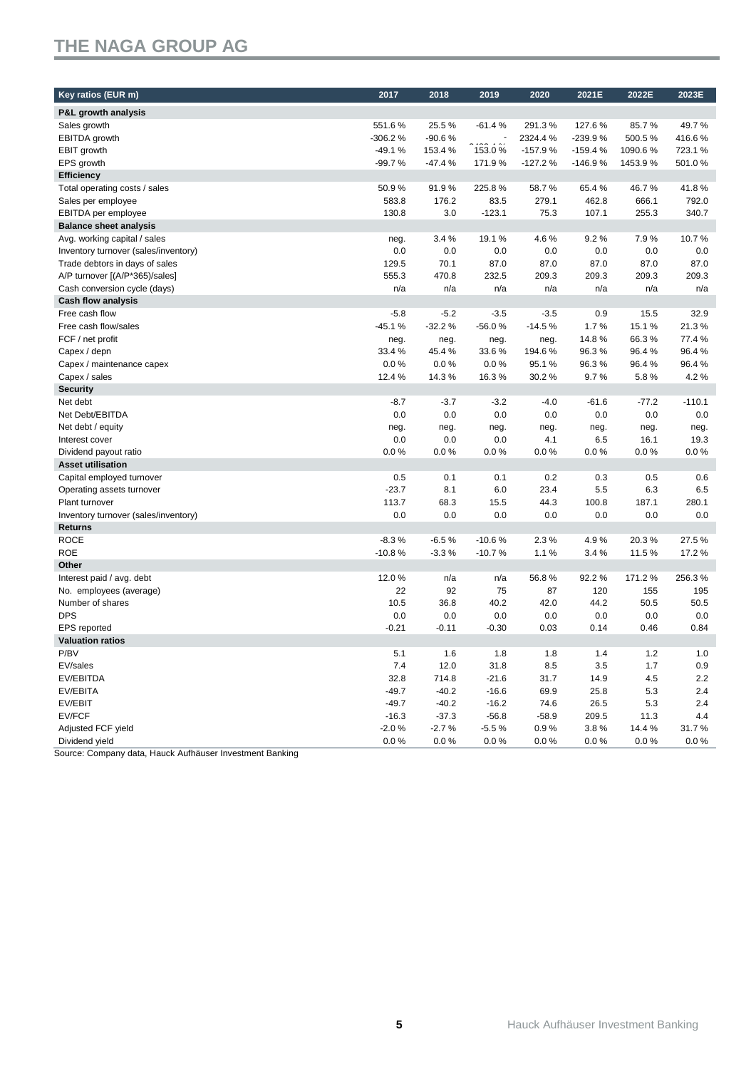# THE NAGA GROUP AG

| Key ratios (EUR m) | 2017 | 2018 | 2019 | 2020 | 2021E | 2022E | 2023E |
|---|---|---|---|---|---|---|---|
| **P&L growth analysis** | | | | | | | |
| Sales growth | 551.6 % | 25.5 % | -61.4 % | 291.3 % | 127.6 % | 85.7 % | 49.7 % |
| EBITDA growth | -306.2 % | -90.6 % | - | 2324.4 % | -239.9 % | 500.5 % | 416.6 % |
| EBIT growth | -49.1 % | 153.4 % | 153.0 % | -157.9 % | -159.4 % | 1090.6 % | 723.1 % |
| EPS growth | -99.7 % | -47.4 % | 171.9 % | -127.2 % | -146.9 % | 1453.9 % | 501.0 % |
| **Efficiency** | | | | | | | |
| Total operating costs / sales | 50.9 % | 91.9 % | 225.8 % | 58.7 % | 65.4 % | 46.7 % | 41.8 % |
| Sales per employee | 583.8 | 176.2 | 83.5 | 279.1 | 462.8 | 666.1 | 792.0 |
| EBITDA per employee | 130.8 | 3.0 | -123.1 | 75.3 | 107.1 | 255.3 | 340.7 |
| **Balance sheet analysis** | | | | | | | |
| Avg. working capital / sales | neg. | 3.4 % | 19.1 % | 4.6 % | 9.2 % | 7.9 % | 10.7 % |
| Inventory turnover (sales/inventory) | 0.0 | 0.0 | 0.0 | 0.0 | 0.0 | 0.0 | 0.0 |
| Trade debtors in days of sales | 129.5 | 70.1 | 87.0 | 87.0 | 87.0 | 87.0 | 87.0 |
| A/P turnover [(A/P*365)/sales] | 555.3 | 470.8 | 232.5 | 209.3 | 209.3 | 209.3 | 209.3 |
| Cash conversion cycle (days) | n/a | n/a | n/a | n/a | n/a | n/a | n/a |
| **Cash flow analysis** | | | | | | | |
| Free cash flow | -5.8 | -5.2 | -3.5 | -3.5 | 0.9 | 15.5 | 32.9 |
| Free cash flow/sales | -45.1 % | -32.2 % | -56.0 % | -14.5 % | 1.7 % | 15.1 % | 21.3 % |
| FCF / net profit | neg. | neg. | neg. | neg. | 14.8 % | 66.3 % | 77.4 % |
| Capex / depn | 33.4 % | 45.4 % | 33.6 % | 194.6 % | 96.3 % | 96.4 % | 96.4 % |
| Capex / maintenance capex | 0.0 % | 0.0 % | 0.0 % | 95.1 % | 96.3 % | 96.4 % | 96.4 % |
| Capex / sales | 12.4 % | 14.3 % | 16.3 % | 30.2 % | 9.7 % | 5.8 % | 4.2 % |
| **Security** | | | | | | | |
| Net debt | -8.7 | -3.7 | -3.2 | -4.0 | -61.6 | -77.2 | -110.1 |
| Net Debt/EBITDA | 0.0 | 0.0 | 0.0 | 0.0 | 0.0 | 0.0 | 0.0 |
| Net debt / equity | neg. | neg. | neg. | neg. | neg. | neg. | neg. |
| Interest cover | 0.0 | 0.0 | 0.0 | 4.1 | 6.5 | 16.1 | 19.3 |
| Dividend payout ratio | 0.0 % | 0.0 % | 0.0 % | 0.0 % | 0.0 % | 0.0 % | 0.0 % |
| **Asset utilisation** | | | | | | | |
| Capital employed turnover | 0.5 | 0.1 | 0.1 | 0.2 | 0.3 | 0.5 | 0.6 |
| Operating assets turnover | -23.7 | 8.1 | 6.0 | 23.4 | 5.5 | 6.3 | 6.5 |
| Plant turnover | 113.7 | 68.3 | 15.5 | 44.3 | 100.8 | 187.1 | 280.1 |
| Inventory turnover (sales/inventory) | 0.0 | 0.0 | 0.0 | 0.0 | 0.0 | 0.0 | 0.0 |
| **Returns** | | | | | | | |
| ROCE | -8.3 % | -6.5 % | -10.6 % | 2.3 % | 4.9 % | 20.3 % | 27.5 % |
| ROE | -10.8 % | -3.3 % | -10.7 % | 1.1 % | 3.4 % | 11.5 % | 17.2 % |
| **Other** | | | | | | | |
| Interest paid / avg. debt | 12.0 % | n/a | n/a | 56.8 % | 92.2 % | 171.2 % | 256.3 % |
| No. employees (average) | 22 | 92 | 75 | 87 | 120 | 155 | 195 |
| Number of shares | 10.5 | 36.8 | 40.2 | 42.0 | 44.2 | 50.5 | 50.5 |
| DPS | 0.0 | 0.0 | 0.0 | 0.0 | 0.0 | 0.0 | 0.0 |
| EPS reported | -0.21 | -0.11 | -0.30 | 0.03 | 0.14 | 0.46 | 0.84 |
| **Valuation ratios** | | | | | | | |
| P/BV | 5.1 | 1.6 | 1.8 | 1.8 | 1.4 | 1.2 | 1.0 |
| EV/sales | 7.4 | 12.0 | 31.8 | 8.5 | 3.5 | 1.7 | 0.9 |
| EV/EBITDA | 32.8 | 714.8 | -21.6 | 31.7 | 14.9 | 4.5 | 2.2 |
| EV/EBITA | -49.7 | -40.2 | -16.6 | 69.9 | 25.8 | 5.3 | 2.4 |
| EV/EBIT | -49.7 | -40.2 | -16.2 | 74.6 | 26.5 | 5.3 | 2.4 |
| EV/FCF | -16.3 | -37.3 | -56.8 | -58.9 | 209.5 | 11.3 | 4.4 |
| Adjusted FCF yield | -2.0 % | -2.7 % | -5.5 % | 0.9 % | 3.8 % | 14.4 % | 31.7 % |
| Dividend yield | 0.0 % | 0.0 % | 0.0 % | 0.0 % | 0.0 % | 0.0 % | 0.0 % |

Source: Company data, Hauck Aufhäuser Investment Banking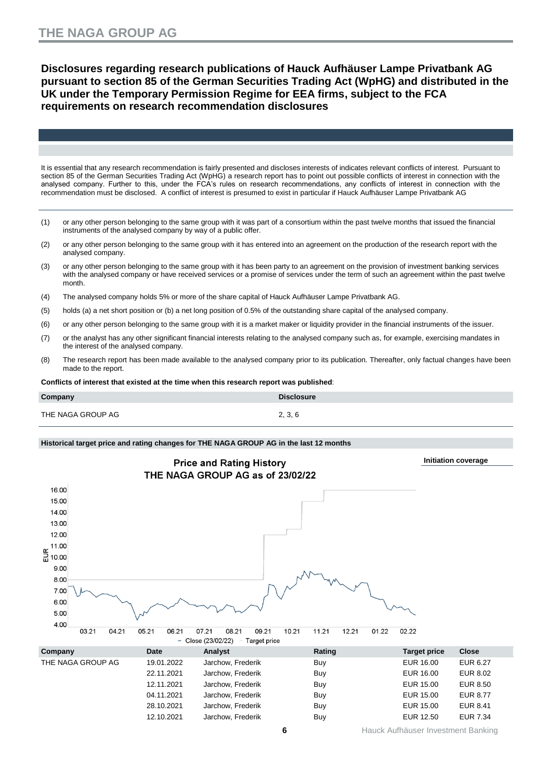## Disclosures regarding research publications of Hauck Aufhäuser Lampe Privatbank AG pursuant to section 85 of the German Securities Trading Act (WpHG) and distributed in the UK under the Temporary Permission Regime for EEA firms, subject to the FCA requirements on research recommendation disclosures

It is essential that any research recommendation is fairly presented and discloses interests of indicates relevant conflicts of interest. Pursuant to section 85 of the German Securities Trading Act (WpHG) a research report has to point out possible conflicts of interest in connection with the analysed company. Further to this, under the FCA's rules on research recommendations, any conflicts of interest in connection with the recommendation must be disclosed. A conflict of interest is presumed to exist in particular if Hauck Aufhäuser Lampe Privatbank AG

(1) or any other person belonging to the same group with it was part of a consortium within the past twelve months that issued the financial instruments of the analysed company by way of a public offer.

(2) or any other person belonging to the same group with it has entered into an agreement on the production of the research report with the analysed company.

(3) or any other person belonging to the same group with it has been party to an agreement on the provision of investment banking services with the analysed company or have received services or a promise of services under the term of such an agreement within the past twelve month.

(4) The analysed company holds 5% or more of the share capital of Hauck Aufhäuser Lampe Privatbank AG.

(5) holds (a) a net short position or (b) a net long position of 0.5% of the outstanding share capital of the analysed company.

(6) or any other person belonging to the same group with it is a market maker or liquidity provider in the financial instruments of the issuer.

(7) or the analyst has any other significant financial interests relating to the analysed company such as, for example, exercising mandates in the interest of the analysed company.

(8) The research report has been made available to the analysed company prior to its publication. Thereafter, only factual changes have been made to the report.

**Conflicts of interest that existed at the time when this research report was published**:

| Company | Disclosure |
|---|---|
| THE NAGA GROUP AG | 2, 3, 6 |

**Historical target price and rating changes for THE NAGA GROUP AG in the last 12 months**

**Initiation coverage**

Price and Rating History
THE NAGA GROUP AG as of 23/02/22

| Company | Date | Analyst | Rating | Target price | Close |
|---|---|---|---|---|---|
| THE NAGA GROUP AG | 19.01.2022 | Jarchow, Frederik | Buy | EUR 16.00 | EUR 6.27 |
| | 22.11.2021 | Jarchow, Frederik | Buy | EUR 16.00 | EUR 8.02 |
| | 12.11.2021 | Jarchow, Frederik | Buy | EUR 15.00 | EUR 8.50 |
| | 04.11.2021 | Jarchow, Frederik | Buy | EUR 15.00 | EUR 8.77 |
| | 28.10.2021 | Jarchow, Frederik | Buy | EUR 15.00 | EUR 8.41 |
| | 12.10.2021 | Jarchow, Frederik | Buy | EUR 12.50 | EUR 7.34 |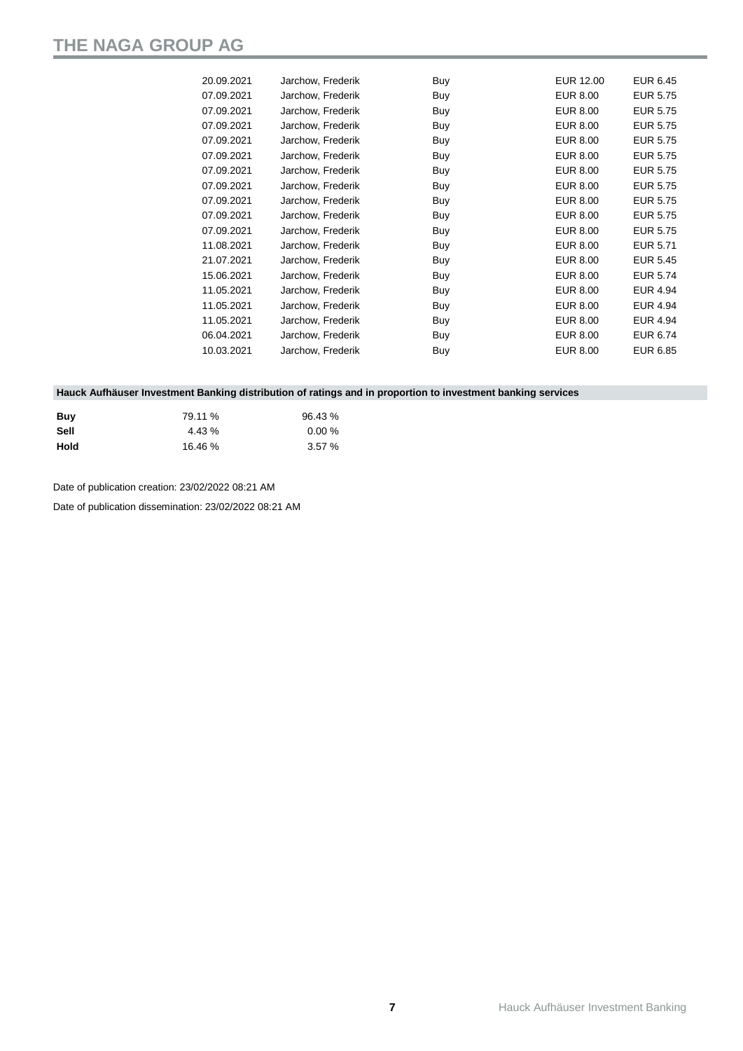| | | | | |
|---|---|---|---|---|
| 20.09.2021 | Jarchow, Frederik | Buy | EUR 12.00 | EUR 6.45 |
| 07.09.2021 | Jarchow, Frederik | Buy | EUR 8.00 | EUR 5.75 |
| 07.09.2021 | Jarchow, Frederik | Buy | EUR 8.00 | EUR 5.75 |
| 07.09.2021 | Jarchow, Frederik | Buy | EUR 8.00 | EUR 5.75 |
| 07.09.2021 | Jarchow, Frederik | Buy | EUR 8.00 | EUR 5.75 |
| 07.09.2021 | Jarchow, Frederik | Buy | EUR 8.00 | EUR 5.75 |
| 07.09.2021 | Jarchow, Frederik | Buy | EUR 8.00 | EUR 5.75 |
| 07.09.2021 | Jarchow, Frederik | Buy | EUR 8.00 | EUR 5.75 |
| 07.09.2021 | Jarchow, Frederik | Buy | EUR 8.00 | EUR 5.75 |
| 07.09.2021 | Jarchow, Frederik | Buy | EUR 8.00 | EUR 5.75 |
| 07.09.2021 | Jarchow, Frederik | Buy | EUR 8.00 | EUR 5.75 |
| 11.08.2021 | Jarchow, Frederik | Buy | EUR 8.00 | EUR 5.71 |
| 21.07.2021 | Jarchow, Frederik | Buy | EUR 8.00 | EUR 5.45 |
| 15.06.2021 | Jarchow, Frederik | Buy | EUR 8.00 | EUR 5.74 |
| 11.05.2021 | Jarchow, Frederik | Buy | EUR 8.00 | EUR 4.94 |
| 11.05.2021 | Jarchow, Frederik | Buy | EUR 8.00 | EUR 4.94 |
| 11.05.2021 | Jarchow, Frederik | Buy | EUR 8.00 | EUR 4.94 |
| 06.04.2021 | Jarchow, Frederik | Buy | EUR 8.00 | EUR 6.74 |
| 10.03.2021 | Jarchow, Frederik | Buy | EUR 8.00 | EUR 6.85 |

**Hauck Aufhäuser Investment Banking distribution of ratings and in proportion to investment banking services**

| | | |
|---|---|---|
| **Buy** | 79.11 % | 96.43 % |
| **Sell** | 4.43 % | 0.00 % |
| **Hold** | 16.46 % | 3.57 % |

Date of publication creation: 23/02/2022 08:21 AM

Date of publication dissemination: 23/02/2022 08:21 AM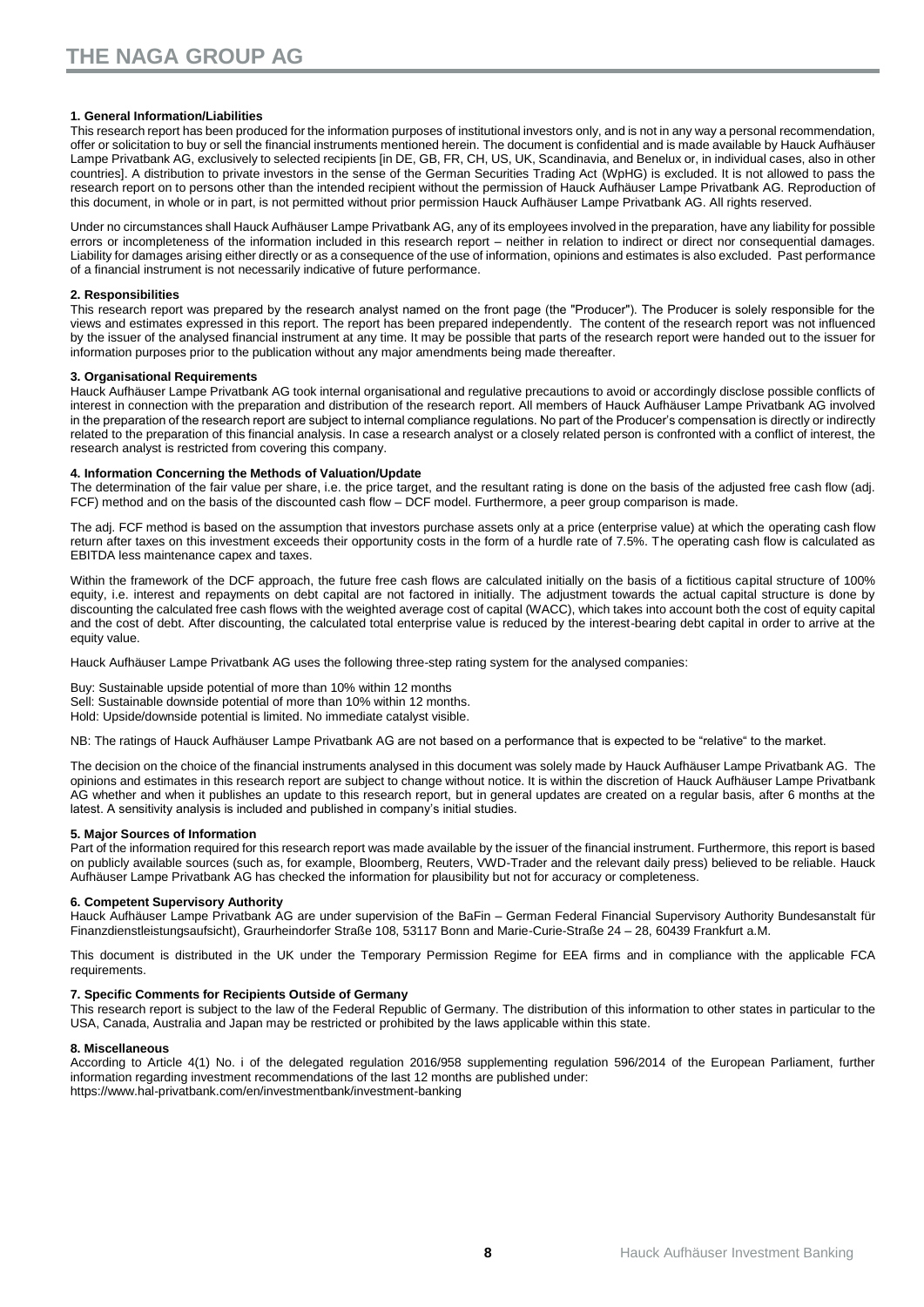### 1. General Information/Liabilities

This research report has been produced for the information purposes of institutional investors only, and is not in any way a personal recommendation, offer or solicitation to buy or sell the financial instruments mentioned herein. The document is confidential and is made available by Hauck Aufhäuser Lampe Privatbank AG, exclusively to selected recipients [in DE, GB, FR, CH, US, UK, Scandinavia, and Benelux or, in individual cases, also in other countries]. A distribution to private investors in the sense of the German Securities Trading Act (WpHG) is excluded. It is not allowed to pass the research report on to persons other than the intended recipient without the permission of Hauck Aufhäuser Lampe Privatbank AG. Reproduction of this document, in whole or in part, is not permitted without prior permission Hauck Aufhäuser Lampe Privatbank AG. All rights reserved.

Under no circumstances shall Hauck Aufhäuser Lampe Privatbank AG, any of its employees involved in the preparation, have any liability for possible errors or incompleteness of the information included in this research report – neither in relation to indirect or direct nor consequential damages. Liability for damages arising either directly or as a consequence of the use of information, opinions and estimates is also excluded. Past performance of a financial instrument is not necessarily indicative of future performance.

### 2. Responsibilities

This research report was prepared by the research analyst named on the front page (the "Producer"). The Producer is solely responsible for the views and estimates expressed in this report. The report has been prepared independently. The content of the research report was not influenced by the issuer of the analysed financial instrument at any time. It may be possible that parts of the research report were handed out to the issuer for information purposes prior to the publication without any major amendments being made thereafter.

### 3. Organisational Requirements

Hauck Aufhäuser Lampe Privatbank AG took internal organisational and regulative precautions to avoid or accordingly disclose possible conflicts of interest in connection with the preparation and distribution of the research report. All members of Hauck Aufhäuser Lampe Privatbank AG involved in the preparation of the research report are subject to internal compliance regulations. No part of the Producer's compensation is directly or indirectly related to the preparation of this financial analysis. In case a research analyst or a closely related person is confronted with a conflict of interest, the research analyst is restricted from covering this company.

### 4. Information Concerning the Methods of Valuation/Update

The determination of the fair value per share, i.e. the price target, and the resultant rating is done on the basis of the adjusted free cash flow (adj. FCF) method and on the basis of the discounted cash flow – DCF model. Furthermore, a peer group comparison is made.

The adj. FCF method is based on the assumption that investors purchase assets only at a price (enterprise value) at which the operating cash flow return after taxes on this investment exceeds their opportunity costs in the form of a hurdle rate of 7.5%. The operating cash flow is calculated as EBITDA less maintenance capex and taxes.

Within the framework of the DCF approach, the future free cash flows are calculated initially on the basis of a fictitious capital structure of 100% equity, i.e. interest and repayments on debt capital are not factored in initially. The adjustment towards the actual capital structure is done by discounting the calculated free cash flows with the weighted average cost of capital (WACC), which takes into account both the cost of equity capital and the cost of debt. After discounting, the calculated total enterprise value is reduced by the interest-bearing debt capital in order to arrive at the equity value.

Hauck Aufhäuser Lampe Privatbank AG uses the following three-step rating system for the analysed companies:

Buy: Sustainable upside potential of more than 10% within 12 months  
Sell: Sustainable downside potential of more than 10% within 12 months.  
Hold: Upside/downside potential is limited. No immediate catalyst visible.

NB: The ratings of Hauck Aufhäuser Lampe Privatbank AG are not based on a performance that is expected to be "relative" to the market.

The decision on the choice of the financial instruments analysed in this document was solely made by Hauck Aufhäuser Lampe Privatbank AG. The opinions and estimates in this research report are subject to change without notice. It is within the discretion of Hauck Aufhäuser Lampe Privatbank AG whether and when it publishes an update to this research report, but in general updates are created on a regular basis, after 6 months at the latest. A sensitivity analysis is included and published in company's initial studies.

### 5. Major Sources of Information

Part of the information required for this research report was made available by the issuer of the financial instrument. Furthermore, this report is based on publicly available sources (such as, for example, Bloomberg, Reuters, VWD-Trader and the relevant daily press) believed to be reliable. Hauck Aufhäuser Lampe Privatbank AG has checked the information for plausibility but not for accuracy or completeness.

### 6. Competent Supervisory Authority

Hauck Aufhäuser Lampe Privatbank AG are under supervision of the BaFin – German Federal Financial Supervisory Authority Bundesanstalt für Finanzdienstleistungsaufsicht), Graurheindorfer Straße 108, 53117 Bonn and Marie-Curie-Straße 24 – 28, 60439 Frankfurt a.M.

This document is distributed in the UK under the Temporary Permission Regime for EEA firms and in compliance with the applicable FCA requirements.

### 7. Specific Comments for Recipients Outside of Germany

This research report is subject to the law of the Federal Republic of Germany. The distribution of this information to other states in particular to the USA, Canada, Australia and Japan may be restricted or prohibited by the laws applicable within this state.

### 8. Miscellaneous

According to Article 4(1) No. i of the delegated regulation 2016/958 supplementing regulation 596/2014 of the European Parliament, further information regarding investment recommendations of the last 12 months are published under:  
https://www.hal-privatbank.com/en/investmentbank/investment-banking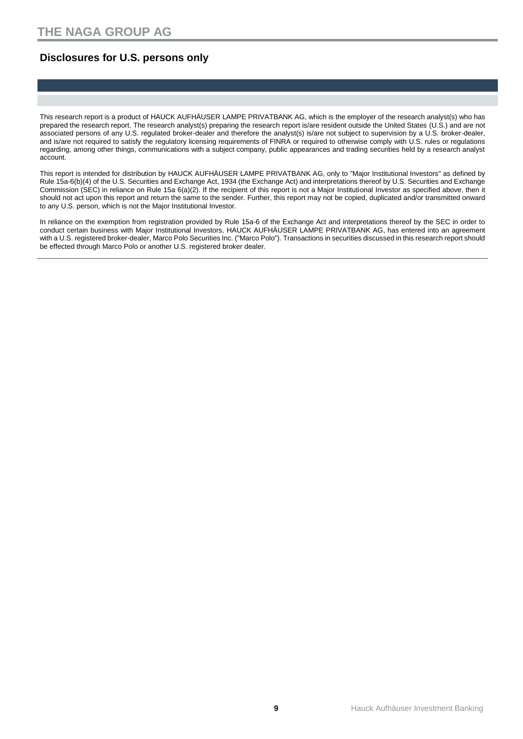## Disclosures for U.S. persons only

This research report is a product of HAUCK AUFHÄUSER LAMPE PRIVATBANK AG, which is the employer of the research analyst(s) who has prepared the research report. The research analyst(s) preparing the research report is/are resident outside the United States (U.S.) and are not associated persons of any U.S. regulated broker-dealer and therefore the analyst(s) is/are not subject to supervision by a U.S. broker-dealer, and is/are not required to satisfy the regulatory licensing requirements of FINRA or required to otherwise comply with U.S. rules or regulations regarding, among other things, communications with a subject company, public appearances and trading securities held by a research analyst account.

This report is intended for distribution by HAUCK AUFHÄUSER LAMPE PRIVATBANK AG, only to "Major Institutional Investors" as defined by Rule 15a-6(b)(4) of the U.S. Securities and Exchange Act, 1934 (the Exchange Act) and interpretations thereof by U.S. Securities and Exchange Commission (SEC) in reliance on Rule 15a 6(a)(2). If the recipient of this report is not a Major Institutional Investor as specified above, then it should not act upon this report and return the same to the sender. Further, this report may not be copied, duplicated and/or transmitted onward to any U.S. person, which is not the Major Institutional Investor.

In reliance on the exemption from registration provided by Rule 15a-6 of the Exchange Act and interpretations thereof by the SEC in order to conduct certain business with Major Institutional Investors, HAUCK AUFHÄUSER LAMPE PRIVATBANK AG, has entered into an agreement with a U.S. registered broker-dealer, Marco Polo Securities Inc. ("Marco Polo"). Transactions in securities discussed in this research report should be effected through Marco Polo or another U.S. registered broker dealer.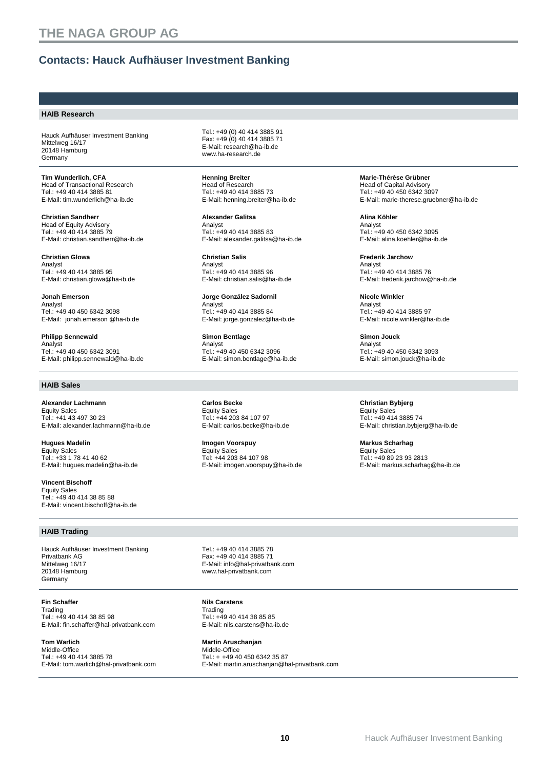## Contacts: Hauck Aufhäuser Investment Banking

### HAIB Research

Hauck Aufhäuser Investment Banking
Mittelweg 16/17
20148 Hamburg
Germany

Tel.: +49 (0) 40 414 3885 91
Fax: +49 (0) 40 414 3885 71
E-Mail: research@ha-ib.de
www.ha-research.de

**Tim Wunderlich, CFA**
Head of Transactional Research
Tel.: +49 40 414 3885 81
E-Mail: tim.wunderlich@ha-ib.de

**Henning Breiter**
Head of Research
Tel.: +49 40 414 3885 73
E-Mail: henning.breiter@ha-ib.de

**Marie-Thérèse Grübner**
Head of Capital Advisory
Tel.: +49 40 450 6342 3097
E-Mail: marie-therese.gruebner@ha-ib.de

**Christian Sandherr**
Head of Equity Advisory
Tel.: +49 40 414 3885 79
E-Mail: christian.sandherr@ha-ib.de

**Alexander Galitsa**
Analyst
Tel.: +49 40 414 3885 83
E-Mail: alexander.galitsa@ha-ib.de

**Alina Köhler**
Analyst
Tel.: +49 40 450 6342 3095
E-Mail: alina.koehler@ha-ib.de

**Christian Glowa**
Analyst
Tel.: +49 40 414 3885 95
E-Mail: christian.glowa@ha-ib.de

**Christian Salis**
Analyst
Tel.: +49 40 414 3885 96
E-Mail: christian.salis@ha-ib.de

**Frederik Jarchow**
Analyst
Tel.: +49 40 414 3885 76
E-Mail: frederik.jarchow@ha-ib.de

**Jonah Emerson**
Analyst
Tel.: +49 40 450 6342 3098
E-Mail: jonah.emerson @ha-ib.de

**Jorge González Sadornil**
Analyst
Tel.: +49 40 414 3885 84
E-Mail: jorge.gonzalez@ha-ib.de

**Nicole Winkler**
Analyst
Tel.: +49 40 414 3885 97
E-Mail: nicole.winkler@ha-ib.de

**Philipp Sennewald**
Analyst
Tel.: +49 40 450 6342 3091
E-Mail: philipp.sennewald@ha-ib.de

**Simon Bentlage**
Analyst
Tel.: +49 40 450 6342 3096
E-Mail: simon.bentlage@ha-ib.de

**Simon Jouck**
Analyst
Tel.: +49 40 450 6342 3093
E-Mail: simon.jouck@ha-ib.de

### HAIB Sales

**Alexander Lachmann**
Equity Sales
Tel.: +41 43 497 30 23
E-Mail: alexander.lachmann@ha-ib.de

**Carlos Becke**
Equity Sales
Tel.: +44 203 84 107 97
E-Mail: carlos.becke@ha-ib.de

**Christian Bybjerg**
Equity Sales
Tel.: +49 414 3885 74
E-Mail: christian.bybjerg@ha-ib.de

**Hugues Madelin**
Equity Sales
Tel.: +33 1 78 41 40 62
E-Mail: hugues.madelin@ha-ib.de

**Imogen Voorspuy**
Equity Sales
Tel: +44 203 84 107 98
E-Mail: imogen.voorspuy@ha-ib.de

**Markus Scharhag**
Equity Sales
Tel.: +49 89 23 93 2813
E-Mail: markus.scharhag@ha-ib.de

**Vincent Bischoff**
Equity Sales
Tel.: +49 40 414 38 85 88
E-Mail: vincent.bischoff@ha-ib.de

### HAIB Trading

Hauck Aufhäuser Investment Banking
Privatbank AG
Mittelweg 16/17
20148 Hamburg
Germany

Tel.: +49 40 414 3885 78
Fax: +49 40 414 3885 71
E-Mail: info@hal-privatbank.com
www.hal-privatbank.com

**Fin Schaffer**
Trading
Tel.: +49 40 414 38 85 98
E-Mail: fin.schaffer@hal-privatbank.com

**Nils Carstens**
Trading
Tel.: +49 40 414 38 85 85
E-Mail: nils.carstens@ha-ib.de

**Tom Warlich**
Middle-Office
Tel.: +49 40 414 3885 78
E-Mail: tom.warlich@hal-privatbank.com

**Martin Aruschanjan**
Middle-Office
Tel.: + +49 40 450 6342 35 87
E-Mail: martin.aruschanjan@hal-privatbank.com